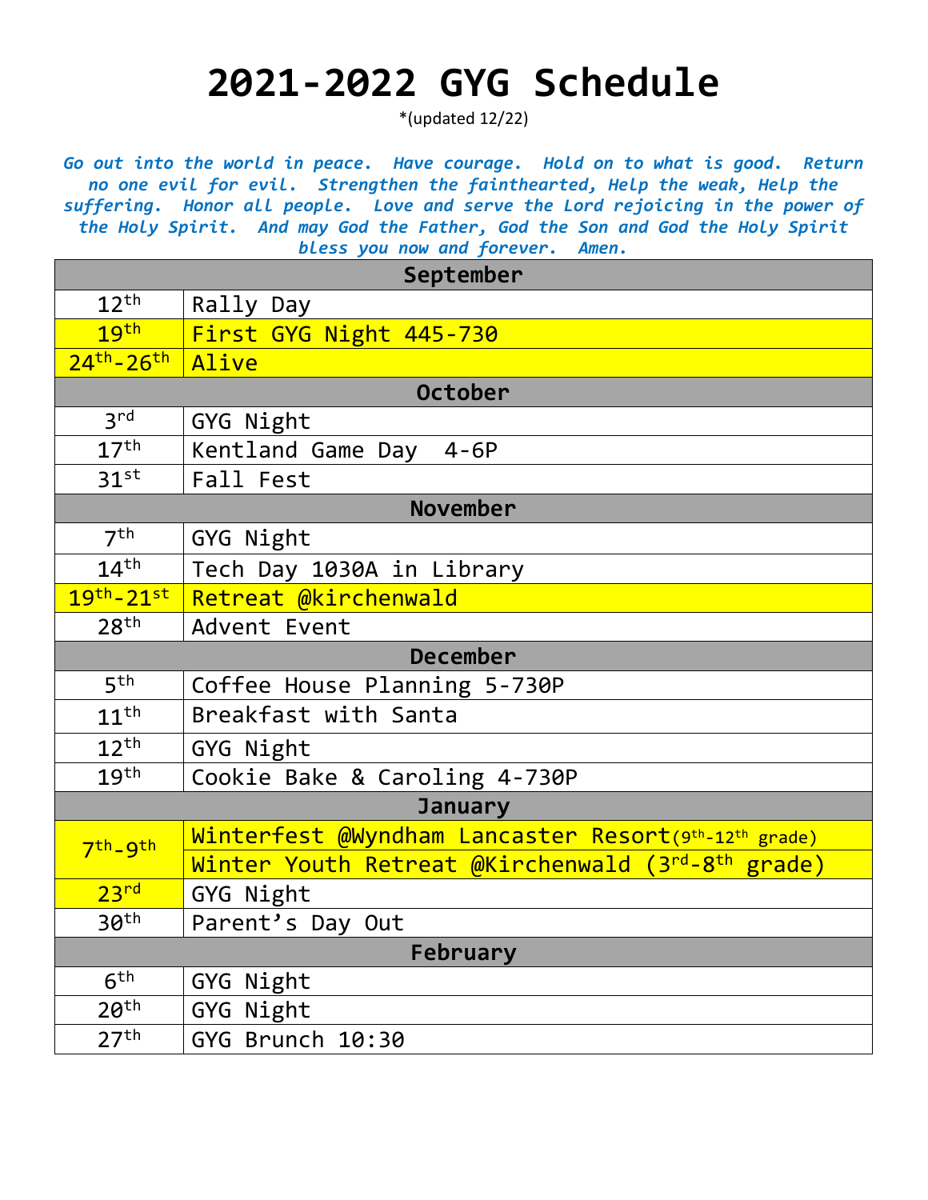# 2021-2022 GYG Schedule

*(updated 12/22)

***Go out into the world in peace. Have courage. Hold on to what is good. Return no one evil for evil. Strengthen the fainthearted, Help the weak, Help the suffering. Honor all people. Love and serve the Lord rejoicing in the power of the Holy Spirit. And may God the Father, God the Son and God the Holy Spirit bless you now and forever. Amen.***

| September | |
|---|---|
| 12th | Rally Day |
| 19th | First GYG Night 445-730 |
| 24th-26th | Alive |
| **October** | |
| 3rd | GYG Night |
| 17th | Kentland Game Day 4-6P |
| 31st | Fall Fest |
| **November** | |
| 7th | GYG Night |
| 14th | Tech Day 1030A in Library |
| 19th-21st | Retreat @kirchenwald |
| 28th | Advent Event |
| **December** | |
| 5th | Coffee House Planning 5-730P |
| 11th | Breakfast with Santa |
| 12th | GYG Night |
| 19th | Cookie Bake & Caroling 4-730P |
| **January** | |
| 7th-9th | Winterfest @Wyndham Lancaster Resort(9th-12th grade) |
| | Winter Youth Retreat @Kirchenwald (3rd-8th grade) |
| 23rd | GYG Night |
| 30th | Parent's Day Out |
| **February** | |
| 6th | GYG Night |
| 20th | GYG Night |
| 27th | GYG Brunch 10:30 |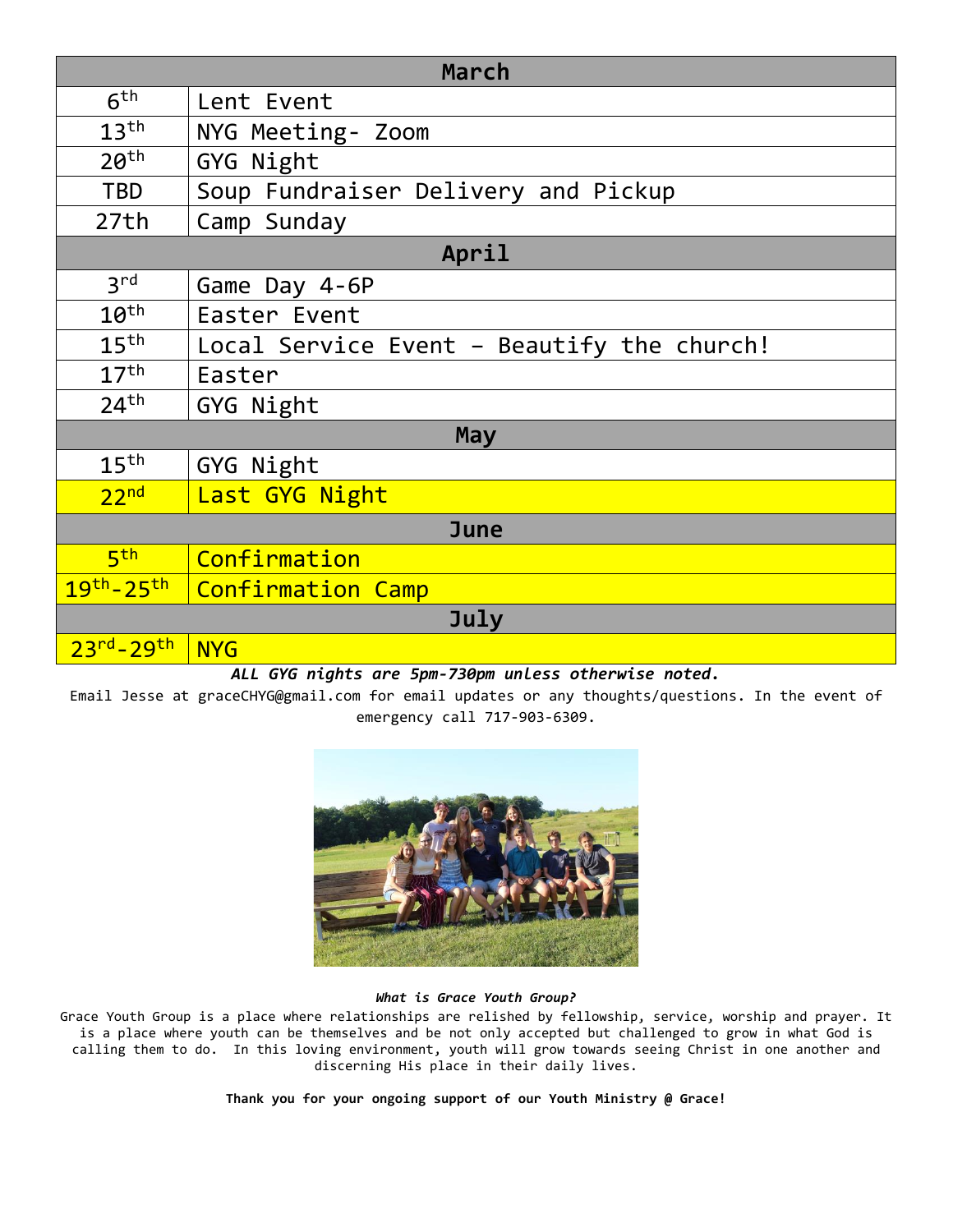| | |
|---|---|
| **March** | |
| 6th | Lent Event |
| 13th | NYG Meeting- Zoom |
| 20th | GYG Night |
| TBD | Soup Fundraiser Delivery and Pickup |
| 27th | Camp Sunday |
| **April** | |
| 3rd | Game Day 4-6P |
| 10th | Easter Event |
| 15th | Local Service Event – Beautify the church! |
| 17th | Easter |
| 24th | GYG Night |
| **May** | |
| 15th | GYG Night |
| 22nd | Last GYG Night |
| **June** | |
| 5th | Confirmation |
| 19th-25th | Confirmation Camp |
| **July** | |
| 23rd-29th | NYG |

***ALL GYG nights are 5pm-730pm unless otherwise noted.***

Email Jesse at graceCHYG@gmail.com for email updates or any thoughts/questions. In the event of emergency call 717-903-6309.

***What is Grace Youth Group?***

Grace Youth Group is a place where relationships are relished by fellowship, service, worship and prayer. It is a place where youth can be themselves and be not only accepted but challenged to grow in what God is calling them to do. In this loving environment, youth will grow towards seeing Christ in one another and discerning His place in their daily lives.

**Thank you for your ongoing support of our Youth Ministry @ Grace!**